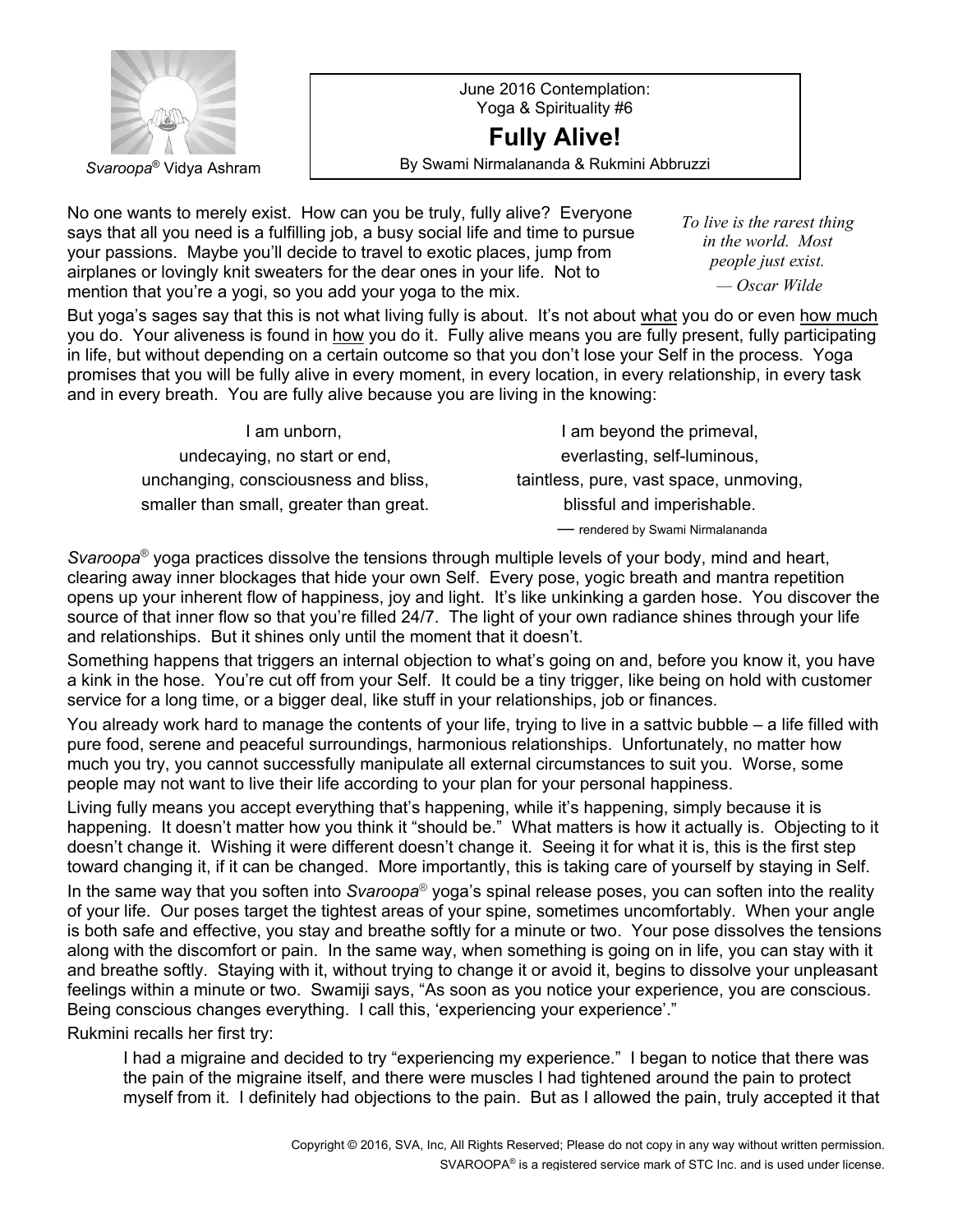*Svaroopa*® Vidya Ashram

June 2016 Contemplation:
Yoga & Spirituality #6

# Fully Alive!

By Swami Nirmalananda & Rukmini Abbruzzi

No one wants to merely exist. How can you be truly, fully alive? Everyone says that all you need is a fulfilling job, a busy social life and time to pursue your passions. Maybe you'll decide to travel to exotic places, jump from airplanes or lovingly knit sweaters for the dear ones in your life. Not to mention that you're a yogi, so you add your yoga to the mix.

> *To live is the rarest thing in the world. Most people just exist.*
> *— Oscar Wilde*

But yoga's sages say that this is not what living fully is about. It's not about <u>what</u> you do or even <u>how much</u> you do. Your aliveness is found in <u>how</u> you do it. Fully alive means you are fully present, fully participating in life, but without depending on a certain outcome so that you don't lose your Self in the process. Yoga promises that you will be fully alive in every moment, in every location, in every relationship, in every task and in every breath. You are fully alive because you are living in the knowing:

I am unborn,
undecaying, no start or end,
unchanging, consciousness and bliss,
smaller than small, greater than great.

I am beyond the primeval,
everlasting, self-luminous,
taintless, pure, vast space, unmoving,
blissful and imperishable.

— rendered by Swami Nirmalananda

*Svaroopa*® yoga practices dissolve the tensions through multiple levels of your body, mind and heart, clearing away inner blockages that hide your own Self. Every pose, yogic breath and mantra repetition opens up your inherent flow of happiness, joy and light. It's like unkinking a garden hose. You discover the source of that inner flow so that you're filled 24/7. The light of your own radiance shines through your life and relationships. But it shines only until the moment that it doesn't.

Something happens that triggers an internal objection to what's going on and, before you know it, you have a kink in the hose. You're cut off from your Self. It could be a tiny trigger, like being on hold with customer service for a long time, or a bigger deal, like stuff in your relationships, job or finances.

You already work hard to manage the contents of your life, trying to live in a sattvic bubble – a life filled with pure food, serene and peaceful surroundings, harmonious relationships. Unfortunately, no matter how much you try, you cannot successfully manipulate all external circumstances to suit you. Worse, some people may not want to live their life according to your plan for your personal happiness.

Living fully means you accept everything that's happening, while it's happening, simply because it is happening. It doesn't matter how you think it "should be." What matters is how it actually is. Objecting to it doesn't change it. Wishing it were different doesn't change it. Seeing it for what it is, this is the first step toward changing it, if it can be changed. More importantly, this is taking care of yourself by staying in Self.

In the same way that you soften into *Svaroopa*® yoga's spinal release poses, you can soften into the reality of your life. Our poses target the tightest areas of your spine, sometimes uncomfortably. When your angle is both safe and effective, you stay and breathe softly for a minute or two. Your pose dissolves the tensions along with the discomfort or pain. In the same way, when something is going on in life, you can stay with it and breathe softly. Staying with it, without trying to change it or avoid it, begins to dissolve your unpleasant feelings within a minute or two. Swamiji says, "As soon as you notice your experience, you are conscious. Being conscious changes everything. I call this, 'experiencing your experience'."

Rukmini recalls her first try:

> I had a migraine and decided to try "experiencing my experience." I began to notice that there was the pain of the migraine itself, and there were muscles I had tightened around the pain to protect myself from it. I definitely had objections to the pain. But as I allowed the pain, truly accepted it that

Copyright © 2016, SVA, Inc, All Rights Reserved; Please do not copy in any way without written permission.
SVAROOPA® is a registered service mark of STC Inc. and is used under license.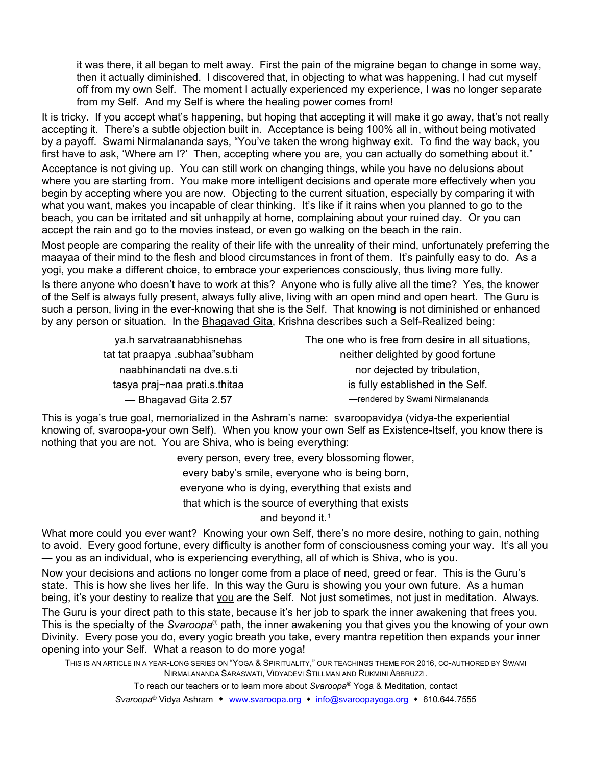> it was there, it all began to melt away. First the pain of the migraine began to change in some way, then it actually diminished. I discovered that, in objecting to what was happening, I had cut myself off from my own Self. The moment I actually experienced my experience, I was no longer separate from my Self. And my Self is where the healing power comes from!

It is tricky. If you accept what's happening, but hoping that accepting it will make it go away, that's not really accepting it. There's a subtle objection built in. Acceptance is being 100% all in, without being motivated by a payoff. Swami Nirmalananda says, "You've taken the wrong highway exit. To find the way back, you first have to ask, 'Where am I?' Then, accepting where you are, you can actually do something about it."

Acceptance is not giving up. You can still work on changing things, while you have no delusions about where you are starting from. You make more intelligent decisions and operate more effectively when you begin by accepting where you are now. Objecting to the current situation, especially by comparing it with what you want, makes you incapable of clear thinking. It's like if it rains when you planned to go to the beach, you can be irritated and sit unhappily at home, complaining about your ruined day. Or you can accept the rain and go to the movies instead, or even go walking on the beach in the rain.

Most people are comparing the reality of their life with the unreality of their mind, unfortunately preferring the maayaa of their mind to the flesh and blood circumstances in front of them. It's painfully easy to do. As a yogi, you make a different choice, to embrace your experiences consciously, thus living more fully.

Is there anyone who doesn't have to work at this? Anyone who is fully alive all the time? Yes, the knower of the Self is always fully present, always fully alive, living with an open mind and open heart. The Guru is such a person, living in the ever-knowing that she is the Self. That knowing is not diminished or enhanced by any person or situation. In the Bhagavad Gita, Krishna describes such a Self-Realized being:

| | |
|---|---|
| ya.h sarvatraanabhisnehas | The one who is free from desire in all situations, |
| tat tat praapya .subhaa"subham | neither delighted by good fortune |
| naabhinandati na dve.s.ti | nor dejected by tribulation, |
| tasya praj~naa prati.s.thitaa | is fully established in the Self. |
| — Bhagavad Gita 2.57 | —rendered by Swami Nirmalananda |

This is yoga's true goal, memorialized in the Ashram's name: svaroopavidya (vidya-the experiential knowing of, svaroopa-your own Self). When you know your own Self as Existence-Itself, you know there is nothing that you are not. You are Shiva, who is being everything:

> every person, every tree, every blossoming flower,
> every baby's smile, everyone who is being born,
> everyone who is dying, everything that exists and
> that which is the source of everything that exists
> and beyond it.[1]

What more could you ever want? Knowing your own Self, there's no more desire, nothing to gain, nothing to avoid. Every good fortune, every difficulty is another form of consciousness coming your way. It's all you — you as an individual, who is experiencing everything, all of which is Shiva, who is you.

Now your decisions and actions no longer come from a place of need, greed or fear. This is the Guru's state. This is how she lives her life. In this way the Guru is showing you your own future. As a human being, it's your destiny to realize that you are the Self. Not just sometimes, not just in meditation. Always.

The Guru is your direct path to this state, because it's her job to spark the inner awakening that frees you. This is the specialty of the *Svaroopa*® path, the inner awakening you that gives you the knowing of your own Divinity. Every pose you do, every yogic breath you take, every mantra repetition then expands your inner opening into your Self. What a reason to do more yoga!

THIS IS AN ARTICLE IN A YEAR-LONG SERIES ON "YOGA & SPIRITUALITY," OUR TEACHINGS THEME FOR 2016, CO-AUTHORED BY SWAMI NIRMALANANDA SARASWATI, VIDYADEVI STILLMAN AND RUKMINI ABBRUZZI.

To reach our teachers or to learn more about *Svaroopa*® Yoga & Meditation, contact

*Svaroopa*® Vidya Ashram ◆ www.svaroopa.org ◆ info@svaroopayoga.org ◆ 610.644.7555